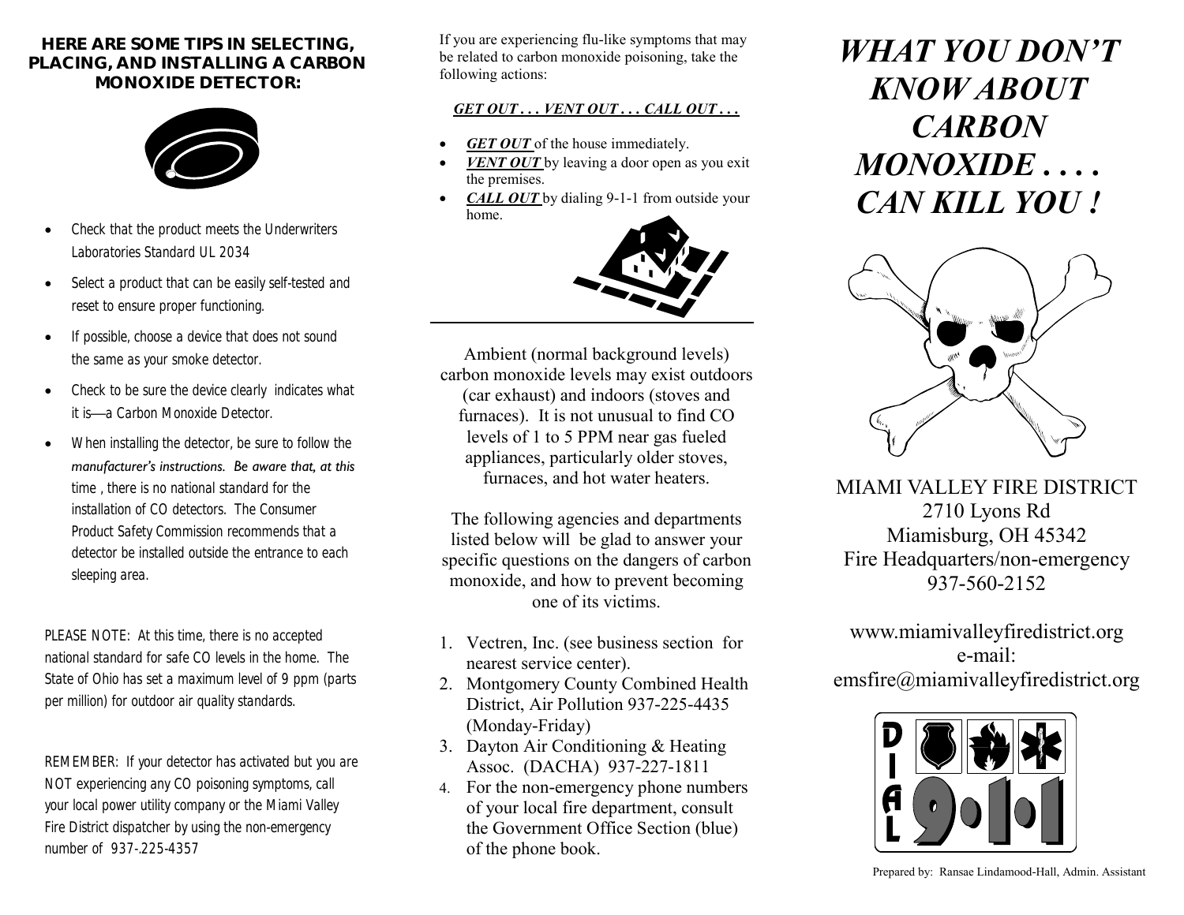**HERE ARE SOME TIPS IN SELECTING, PLACING, AND INSTALLING A CARBON MONOXIDE DETECTOR:**

- Check that the product meets the Underwriters Laboratories Standard UL 2034
- Select a product that can be easily self-tested and reset to ensure proper functioning.
- If possible, choose a device that does not sound the same as your smoke detector.
- Check to be sure the device clearly indicates what it is—a Carbon Monoxide Detector.
- When installing the detector, be sure to follow the manufacturer's instructions. Be aware that, at this time , there is no national standard for the installation of CO detectors. The Consumer Product Safety Commission recommends that a detector be installed outside the entrance to each sleeping area.

PLEASE NOTE: At this time, there is no accepted national standard for safe CO levels in the home. The State of Ohio has set a maximum level of 9 ppm (parts per million) for outdoor air quality standards.

REMEMBER: If your detector has activated but you are NOT experiencing any CO poisoning symptoms, call your local power utility company or the Miami Valley Fire District dispatcher by using the non-emergency number of 937-.225-4357

If you are experiencing flu-like symptoms that may be related to carbon monoxide poisoning, take the following actions:

***GET OUT . . . VENT OUT . . . CALL OUT . . .***

- ***GET OUT*** of the house immediately.
- ***VENT OUT*** by leaving a door open as you exit the premises.
- ***CALL OUT*** by dialing 9-1-1 from outside your home.

---

Ambient (normal background levels) carbon monoxide levels may exist outdoors (car exhaust) and indoors (stoves and furnaces). It is not unusual to find CO levels of 1 to 5 PPM near gas fueled appliances, particularly older stoves, furnaces, and hot water heaters.

The following agencies and departments listed below will be glad to answer your specific questions on the dangers of carbon monoxide, and how to prevent becoming one of its victims.

1. Vectren, Inc. (see business section for nearest service center).
2. Montgomery County Combined Health District, Air Pollution 937-225-4435 (Monday-Friday)
3. Dayton Air Conditioning & Heating Assoc. (DACHA) 937-227-1811
4. For the non-emergency phone numbers of your local fire department, consult the Government Office Section (blue) of the phone book.

# *WHAT YOU DON'T KNOW ABOUT CARBON MONOXIDE . . . . CAN KILL YOU !*

MIAMI VALLEY FIRE DISTRICT
2710 Lyons Rd
Miamisburg, OH 45342
Fire Headquarters/non-emergency
937-560-2152

www.miamivalleyfiredistrict.org
e-mail:
emsfire@miamivalleyfiredistrict.org

DIAL 9-1-1

Prepared by: Ransae Lindamood-Hall, Admin. Assistant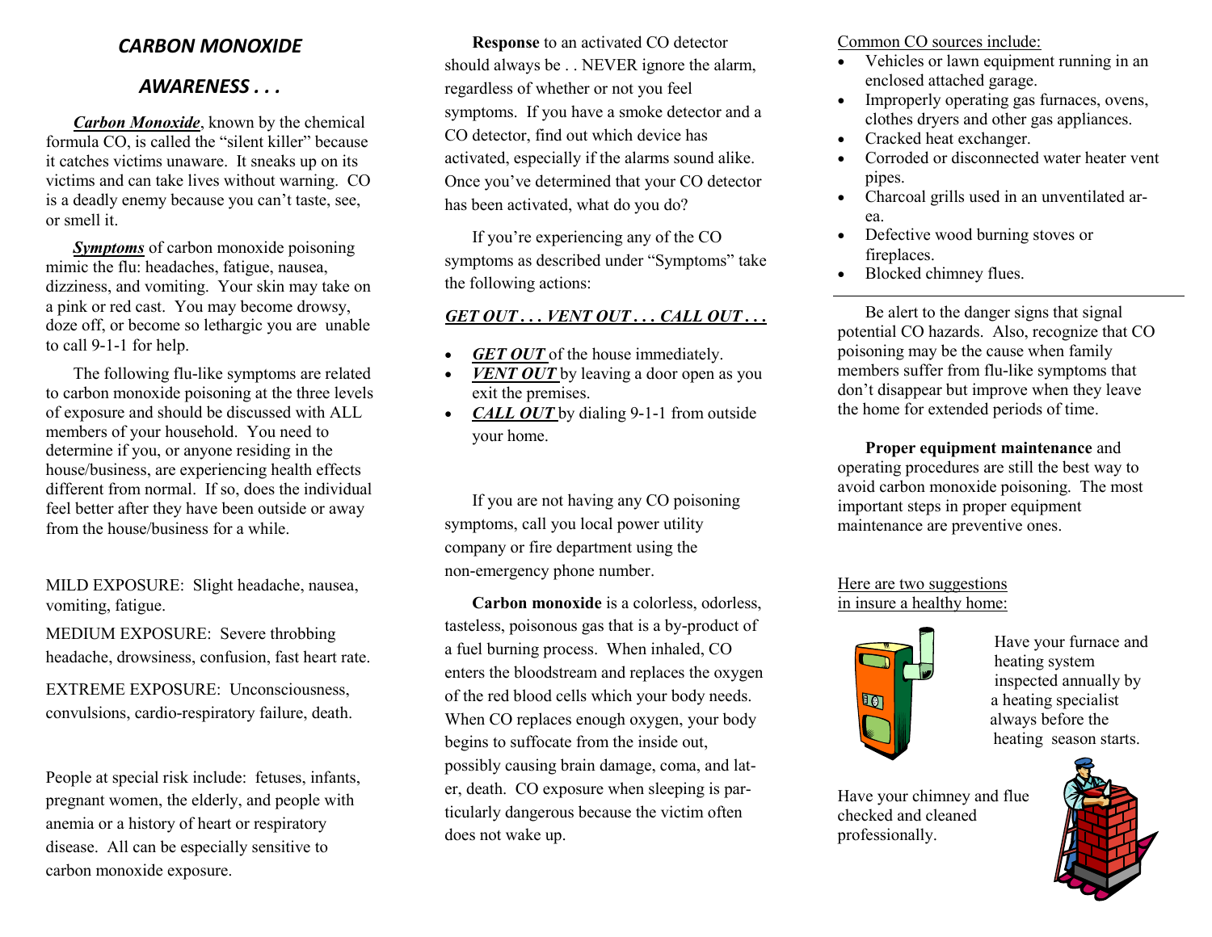# *CARBON MONOXIDE AWARENESS . . .*

***Carbon Monoxide***, known by the chemical formula CO, is called the "silent killer" because it catches victims unaware. It sneaks up on its victims and can take lives without warning. CO is a deadly enemy because you can't taste, see, or smell it.

***Symptoms*** of carbon monoxide poisoning mimic the flu: headaches, fatigue, nausea, dizziness, and vomiting. Your skin may take on a pink or red cast. You may become drowsy, doze off, or become so lethargic you are unable to call 9-1-1 for help.

The following flu-like symptoms are related to carbon monoxide poisoning at the three levels of exposure and should be discussed with ALL members of your household. You need to determine if you, or anyone residing in the house/business, are experiencing health effects different from normal. If so, does the individual feel better after they have been outside or away from the house/business for a while.

MILD EXPOSURE: Slight headache, nausea, vomiting, fatigue.

MEDIUM EXPOSURE: Severe throbbing headache, drowsiness, confusion, fast heart rate.

EXTREME EXPOSURE: Unconsciousness, convulsions, cardio-respiratory failure, death.

People at special risk include: fetuses, infants, pregnant women, the elderly, and people with anemia or a history of heart or respiratory disease. All can be especially sensitive to carbon monoxide exposure.

**Response** to an activated CO detector should always be . . NEVER ignore the alarm, regardless of whether or not you feel symptoms. If you have a smoke detector and a CO detector, find out which device has activated, especially if the alarms sound alike. Once you've determined that your CO detector has been activated, what do you do?

If you're experiencing any of the CO symptoms as described under "Symptoms" take the following actions:

***GET OUT . . . VENT OUT . . . CALL OUT . . .***

- ***GET OUT*** of the house immediately.
- ***VENT OUT*** by leaving a door open as you exit the premises.
- ***CALL OUT*** by dialing 9-1-1 from outside your home.

If you are not having any CO poisoning symptoms, call you local power utility company or fire department using the non-emergency phone number.

**Carbon monoxide** is a colorless, odorless, tasteless, poisonous gas that is a by-product of a fuel burning process. When inhaled, CO enters the bloodstream and replaces the oxygen of the red blood cells which your body needs. When CO replaces enough oxygen, your body begins to suffocate from the inside out, possibly causing brain damage, coma, and later, death. CO exposure when sleeping is particularly dangerous because the victim often does not wake up.

Common CO sources include:

- Vehicles or lawn equipment running in an enclosed attached garage.
- Improperly operating gas furnaces, ovens, clothes dryers and other gas appliances.
- Cracked heat exchanger.
- Corroded or disconnected water heater vent pipes.
- Charcoal grills used in an unventilated area.
- Defective wood burning stoves or fireplaces.
- Blocked chimney flues.

---

Be alert to the danger signs that signal potential CO hazards. Also, recognize that CO poisoning may be the cause when family members suffer from flu-like symptoms that don't disappear but improve when they leave the home for extended periods of time.

**Proper equipment maintenance** and operating procedures are still the best way to avoid carbon monoxide poisoning. The most important steps in proper equipment maintenance are preventive ones.

Here are two suggestions in insure a healthy home:

Have your furnace and heating system inspected annually by a heating specialist always before the heating season starts.

Have your chimney and flue checked and cleaned professionally.